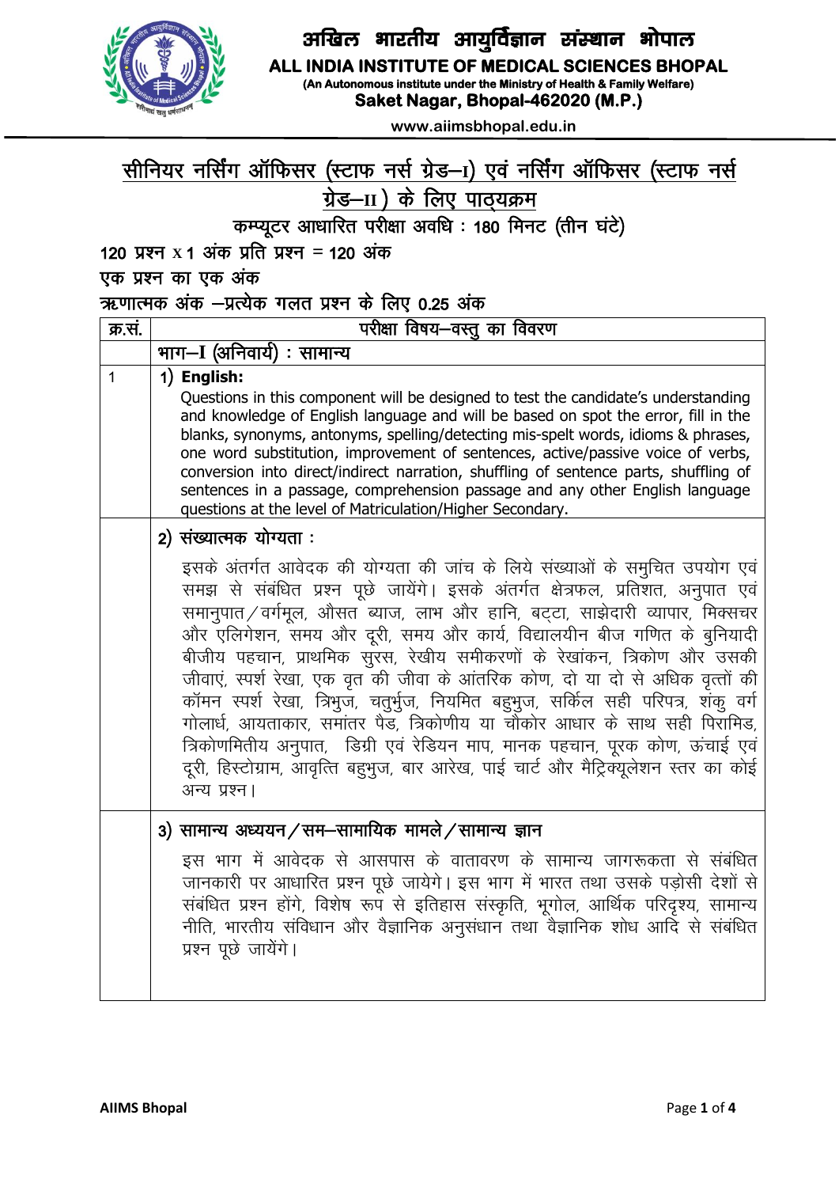# अखिल भारतीय आयुर्विज्ञान संस्थान भोपाल

## ALL INDIA INSTITUTE OF MEDICAL SCIENCES BHOPAL

**(An Autonomous institute under the Ministry of Health & Family Welfare)**

**Saket Nagar, Bhopal-462020 (M.P.)**

www.aiimsbhopal.edu.in

## सीनियर नर्सिंग ऑफिसर (स्टाफ नर्स ग्रेड–I) एवं नर्सिंग ऑफिसर (स्टाफ नर्स ग्रेड–II) के लिए पाठ्यक्रम

**कम्प्यूटर आधारित परीक्षा अवधि : 180 मिनट (तीन घंटे)**

**120 प्रश्न x 1 अंक प्रति प्रश्न = 120 अंक**

**एक प्रश्न का एक अंक**

**ऋणात्मक अंक –प्रत्येक गलत प्रश्न के लिए 0.25 अंक**

| क्र.सं. | परीक्षा विषय–वस्तु का विवरण |
|---|---|
| | **भाग–I (अनिवार्य) : सामान्य** |
| 1 | **1) English:**<br>Questions in this component will be designed to test the candidate's understanding and knowledge of English language and will be based on spot the error, fill in the blanks, synonyms, antonyms, spelling/detecting mis-spelt words, idioms & phrases, one word substitution, improvement of sentences, active/passive voice of verbs, conversion into direct/indirect narration, shuffling of sentence parts, shuffling of sentences in a passage, comprehension passage and any other English language questions at the level of Matriculation/Higher Secondary. |
| | **2) संख्यात्मक योग्यता :**<br>इसके अंतर्गत आवेदक की योग्यता की जांच के लिये संख्याओं के समुचित उपयोग एवं समझ से संबंधित प्रश्न पूछे जायेंगे। इसके अंतर्गत क्षेत्रफल, प्रतिशत, अनुपात एवं समानुपात/वर्गमूल, औसत ब्याज, लाभ और हानि, बट्टा, साझेदारी व्यापार, मिक्सचर और एलिगेशन, समय और दूरी, समय और कार्य, विद्यालयीन बीज गणित के बुनियादी बीजीय पहचान, प्राथमिक सुरस, रेखीय समीकरणों के रेखांकन, त्रिकोण और उसकी जीवाएं, स्पर्श रेखा, एक वृत की जीवा के आंतरिक कोण, दो या दो से अधिक वृत्तों की कॉमन स्पर्श रेखा, त्रिभुज, चतुर्भुज, नियमित बहुभुज, सर्किल सही परिपत्र, शंकु वर्ग गोलार्ध, आयताकार, समांतर पैड, त्रिकोणीय या चौकोर आधार के साथ सही पिरामिड, त्रिकोणमितीय अनुपात, डिग्री एवं रेडियन माप, मानक पहचान, पूरक कोण, ऊंचाई एवं दूरी, हिस्टोग्राम, आवृत्ति बहुभुज, बार आरेख, पाई चार्ट और मैट्रिक्यूलेशन स्तर का कोई अन्य प्रश्न। |
| | **3) सामान्य अध्ययन/सम–सामायिक मामले/सामान्य ज्ञान**<br>इस भाग में आवेदक से आसपास के वातावरण के सामान्य जागरूकता से संबंधित जानकारी पर आधारित प्रश्न पूछे जायेंगे। इस भाग में भारत तथा उसके पड़ोसी देशों से संबंधित प्रश्न होंगे, विशेष रूप से इतिहास संस्कृति, भूगोल, आर्थिक परिदृश्य, सामान्य नीति, भारतीय संविधान और वैज्ञानिक अनुसंधान तथा वैज्ञानिक शोध आदि से संबंधित प्रश्न पूछे जायेंगे। |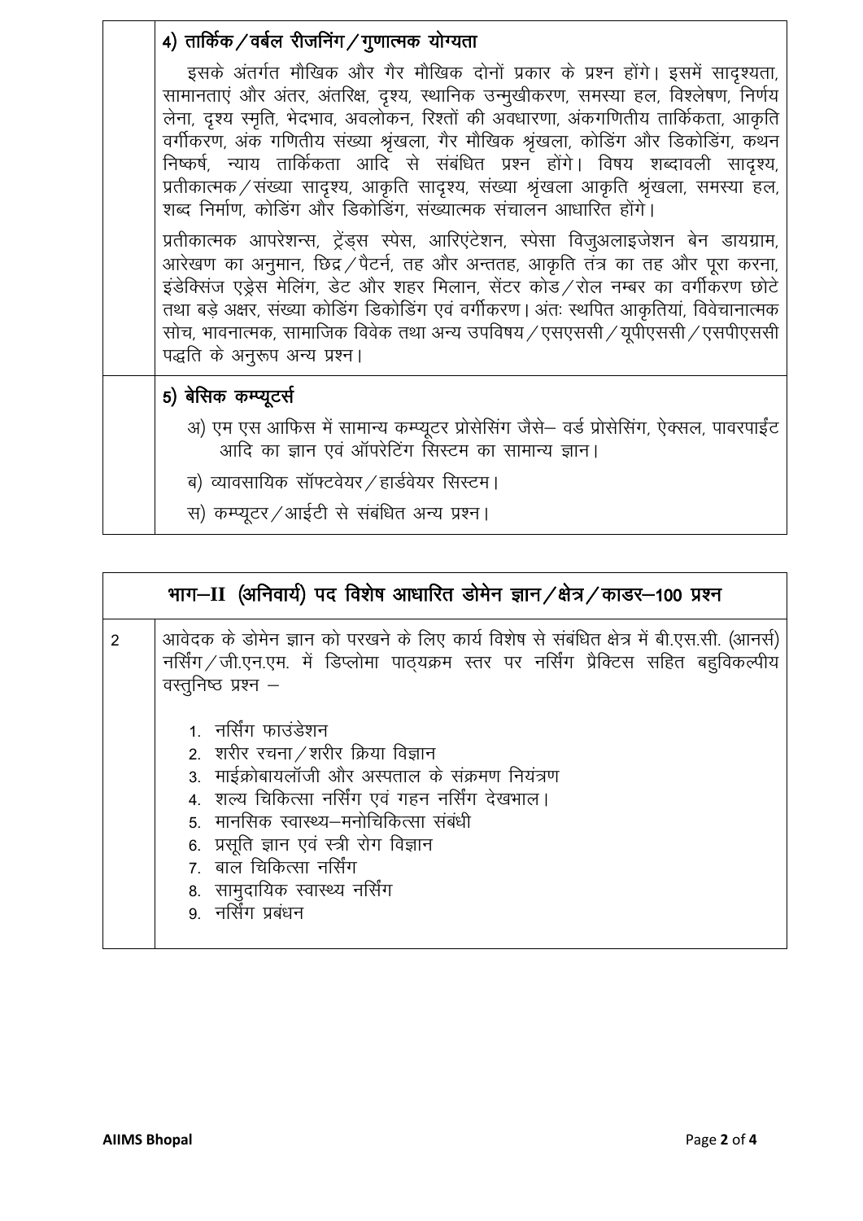| | |
|---|---|
| | **4) तार्किक / वर्बल रीजनिंग / गुणात्मक योग्यता**<br><br>इसके अंतर्गत मौखिक और गैर मौखिक दोनों प्रकार के प्रश्न होंगे। इसमें सादृश्यता, सामानताएं और अंतर, अंतरिक्ष, दृश्य, स्थानिक उन्मुखीकरण, समस्या हल, विश्लेषण, निर्णय लेना, दृश्य स्मृति, भेदभाव, अवलोकन, रिश्तों की अवधारणा, अंकगणितीय तार्किकता, आकृति वर्गीकरण, अंक गणितीय संख्या श्रृंखला, गैर मौखिक श्रृंखला, कोडिंग और डिकोडिंग, कथन निष्कर्ष, न्याय तार्किकता आदि से संबंधित प्रश्न होंगे। विषय शब्दावली सादृश्य, प्रतीकात्मक / संख्या सादृश्य, आकृति सादृश्य, संख्या श्रृंखला आकृति श्रृंखला, समस्या हल, शब्द निर्माण, कोडिंग और डिकोडिंग, संख्यात्मक संचालन आधारित होंगे।<br><br>प्रतीकात्मक आपरेशन्स, ट्रेंड्स स्पेस, आरिएंटेशन, स्पेसा विजुअलाइजेशन बेन डायग्राम, आरेखण का अनुमान, छिद्र / पैटर्न, तह और अन्ततह, आकृति तंत्र का तह और पूरा करना, इंडेक्सिंज एड्रेस मेलिंग, डेट और शहर मिलान, सेंटर कोड / रोल नम्बर का वर्गीकरण छोटे तथा बड़े अक्षर, संख्या कोडिंग डिकोडिंग एवं वर्गीकरण। अंतः स्थपित आकृतियां, विवेचानात्मक सोच, भावनात्मक, सामाजिक विवेक तथा अन्य उपविषय / एसएससी / यूपीएससी / एसपीएससी पद्धति के अनुरूप अन्य प्रश्न। |
| | **5) बेसिक कम्प्यूटर्स**<br><br>अ) एम एस आफिस में सामान्य कम्प्यूटर प्रोसेसिंग जैसे– वर्ड प्रोसेसिंग, ऐक्सल, पावरपाईंट आदि का ज्ञान एवं ऑपरेटिंग सिस्टम का सामान्य ज्ञान।<br><br>ब) व्यावसायिक सॉफ्टवेयर / हार्डवेयर सिस्टम।<br><br>स) कम्प्यूटर / आईटी से संबंधित अन्य प्रश्न। |

| | **भाग–II (अनिवार्य) पद विशेष आधारित डोमेन ज्ञान / क्षेत्र / काडर–100 प्रश्न** |
|---|---|
| 2 | आवेदक के डोमेन ज्ञान को परखने के लिए कार्य विशेष से संबंधित क्षेत्र में बी.एस.सी. (आनर्स) नर्सिंग / जी.एन.एम. में डिप्लोमा पाठ्यक्रम स्तर पर नर्सिंग प्रैक्टिस सहित बहुविकल्पीय वस्तुनिष्ठ प्रश्न –<br><br>1. नर्सिंग फाउंडेशन<br>2. शरीर रचना / शरीर क्रिया विज्ञान<br>3. माईक्रोबायलॉजी और अस्पताल के संक्रमण नियंत्रण<br>4. शल्य चिकित्सा नर्सिंग एवं गहन नर्सिंग देखभाल।<br>5. मानसिक स्वास्थ्य–मनोचिकित्सा संबंधी<br>6. प्रसूति ज्ञान एवं स्त्री रोग विज्ञान<br>7. बाल चिकित्सा नर्सिंग<br>8. सामुदायिक स्वास्थ्य नर्सिंग<br>9. नर्सिंग प्रबंधन |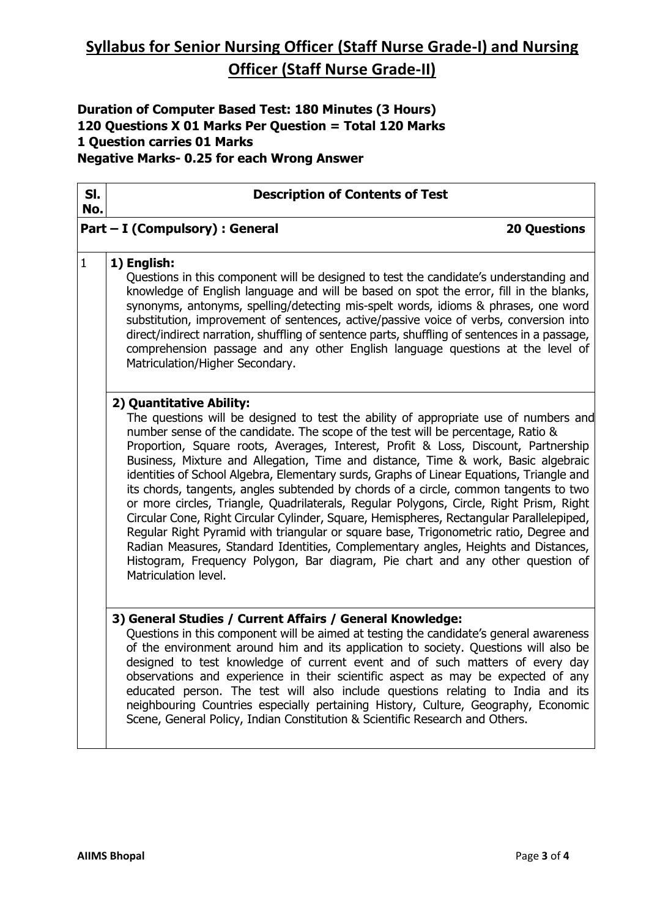# Syllabus for Senior Nursing Officer (Staff Nurse Grade-I) and Nursing Officer (Staff Nurse Grade-II)

**Duration of Computer Based Test: 180 Minutes (3 Hours)**
**120 Questions X 01 Marks Per Question = Total 120 Marks**
**1 Question carries 01 Marks**
**Negative Marks- 0.25 for each Wrong Answer**

| Sl. No. | Description of Contents of Test |
|---|---|
| | **Part – I (Compulsory) : General** **20 Questions** |
| 1 | **1) English:** Questions in this component will be designed to test the candidate's understanding and knowledge of English language and will be based on spot the error, fill in the blanks, synonyms, antonyms, spelling/detecting mis-spelt words, idioms & phrases, one word substitution, improvement of sentences, active/passive voice of verbs, conversion into direct/indirect narration, shuffling of sentence parts, shuffling of sentences in a passage, comprehension passage and any other English language questions at the level of Matriculation/Higher Secondary. |
| | **2) Quantitative Ability:** The questions will be designed to test the ability of appropriate use of numbers and number sense of the candidate. The scope of the test will be percentage, Ratio & Proportion, Square roots, Averages, Interest, Profit & Loss, Discount, Partnership Business, Mixture and Allegation, Time and distance, Time & work, Basic algebraic identities of School Algebra, Elementary surds, Graphs of Linear Equations, Triangle and its chords, tangents, angles subtended by chords of a circle, common tangents to two or more circles, Triangle, Quadrilaterals, Regular Polygons, Circle, Right Prism, Right Circular Cone, Right Circular Cylinder, Square, Hemispheres, Rectangular Parallelepiped, Regular Right Pyramid with triangular or square base, Trigonometric ratio, Degree and Radian Measures, Standard Identities, Complementary angles, Heights and Distances, Histogram, Frequency Polygon, Bar diagram, Pie chart and any other question of Matriculation level. |
| | **3) General Studies / Current Affairs / General Knowledge:** Questions in this component will be aimed at testing the candidate's general awareness of the environment around him and its application to society. Questions will also be designed to test knowledge of current event and of such matters of every day observations and experience in their scientific aspect as may be expected of any educated person. The test will also include questions relating to India and its neighbouring Countries especially pertaining History, Culture, Geography, Economic Scene, General Policy, Indian Constitution & Scientific Research and Others. |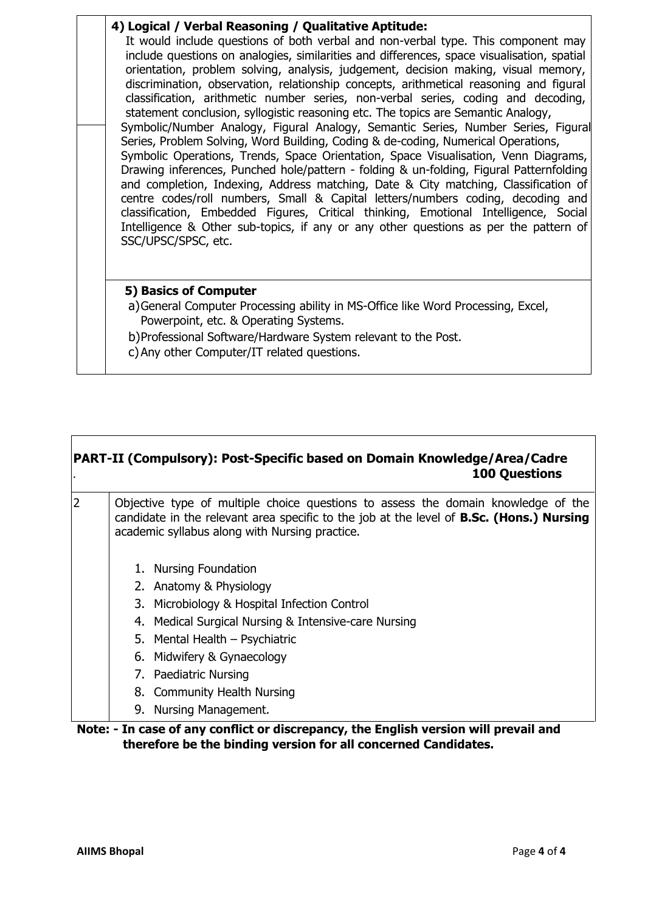**4) Logical / Verbal Reasoning / Qualitative Aptitude:**

It would include questions of both verbal and non-verbal type. This component may include questions on analogies, similarities and differences, space visualisation, spatial orientation, problem solving, analysis, judgement, decision making, visual memory, discrimination, observation, relationship concepts, arithmetical reasoning and figural classification, arithmetic number series, non-verbal series, coding and decoding, statement conclusion, syllogistic reasoning etc. The topics are Semantic Analogy, Symbolic/Number Analogy, Figural Analogy, Semantic Series, Number Series, Figural Series, Problem Solving, Word Building, Coding & de-coding, Numerical Operations, Symbolic Operations, Trends, Space Orientation, Space Visualisation, Venn Diagrams, Drawing inferences, Punched hole/pattern - folding & un-folding, Figural Patternfolding and completion, Indexing, Address matching, Date & City matching, Classification of centre codes/roll numbers, Small & Capital letters/numbers coding, decoding and classification, Embedded Figures, Critical thinking, Emotional Intelligence, Social Intelligence & Other sub-topics, if any or any other questions as per the pattern of SSC/UPSC/SPSC, etc.

**5) Basics of Computer**

a) General Computer Processing ability in MS-Office like Word Processing, Excel, Powerpoint, etc. & Operating Systems.

b) Professional Software/Hardware System relevant to the Post.

c) Any other Computer/IT related questions.

**PART-II (Compulsory): Post-Specific based on Domain Knowledge/Area/Cadre** **100 Questions**

| | |
|---|---|
| 2 | Objective type of multiple choice questions to assess the domain knowledge of the candidate in the relevant area specific to the job at the level of **B.Sc. (Hons.) Nursing** academic syllabus along with Nursing practice.<br><br>1. Nursing Foundation<br>2. Anatomy & Physiology<br>3. Microbiology & Hospital Infection Control<br>4. Medical Surgical Nursing & Intensive-care Nursing<br>5. Mental Health – Psychiatric<br>6. Midwifery & Gynaecology<br>7. Paediatric Nursing<br>8. Community Health Nursing<br>9. Nursing Management. |

**Note: - In case of any conflict or discrepancy, the English version will prevail and therefore be the binding version for all concerned Candidates.**